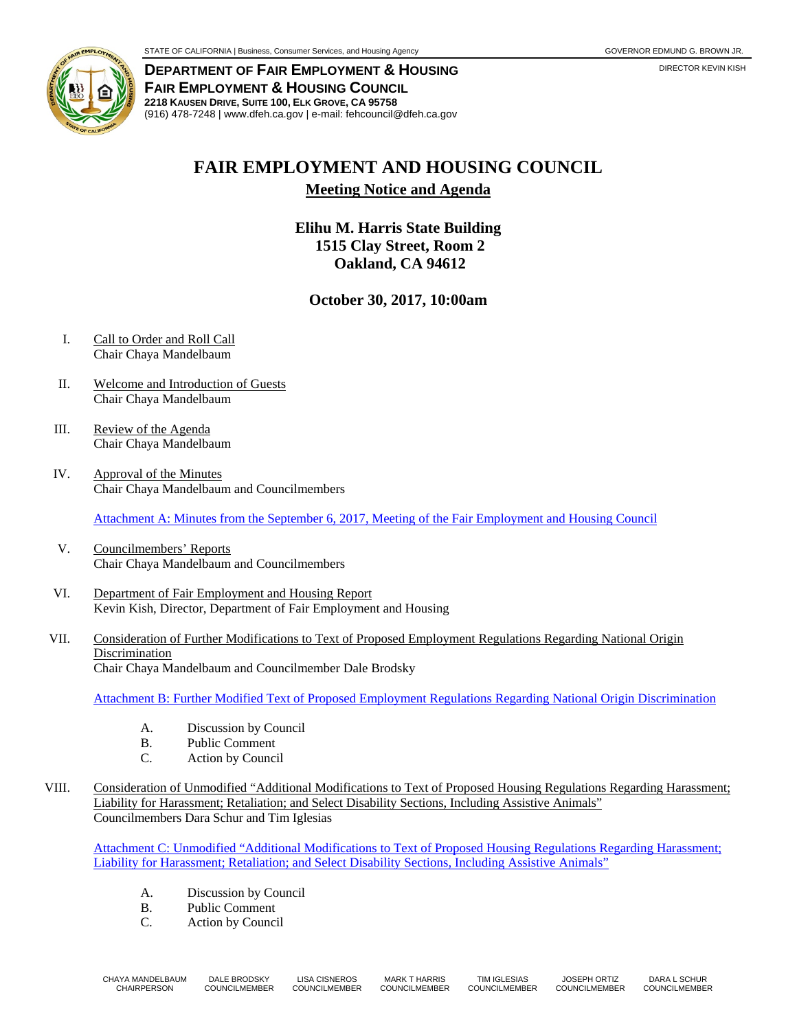STATE OF CALIFORNIA | Business, Consumer Services, and Housing Agency

GOVERNOR EDMUND G. BROWN JR.

**DEPARTMENT OF FAIR EMPLOYMENT & HOUSING**
**FAIR EMPLOYMENT & HOUSING COUNCIL**
**2218 KAUSEN DRIVE, SUITE 100, ELK GROVE, CA 95758**
(916) 478-7248 | www.dfeh.ca.gov | e-mail: fehcouncil@dfeh.ca.gov

DIRECTOR KEVIN KISH

# FAIR EMPLOYMENT AND HOUSING COUNCIL

## Meeting Notice and Agenda

**Elihu M. Harris State Building**
**1515 Clay Street, Room 2**
**Oakland, CA 94612**

**October 30, 2017, 10:00am**

I. Call to Order and Roll Call
Chair Chaya Mandelbaum

II. Welcome and Introduction of Guests
Chair Chaya Mandelbaum

III. Review of the Agenda
Chair Chaya Mandelbaum

IV. Approval of the Minutes
Chair Chaya Mandelbaum and Councilmembers

Attachment A: Minutes from the September 6, 2017, Meeting of the Fair Employment and Housing Council

V. Councilmembers' Reports
Chair Chaya Mandelbaum and Councilmembers

VI. Department of Fair Employment and Housing Report
Kevin Kish, Director, Department of Fair Employment and Housing

VII. Consideration of Further Modifications to Text of Proposed Employment Regulations Regarding National Origin Discrimination
Chair Chaya Mandelbaum and Councilmember Dale Brodsky

Attachment B: Further Modified Text of Proposed Employment Regulations Regarding National Origin Discrimination

A. Discussion by Council
B. Public Comment
C. Action by Council

VIII. Consideration of Unmodified "Additional Modifications to Text of Proposed Housing Regulations Regarding Harassment; Liability for Harassment; Retaliation; and Select Disability Sections, Including Assistive Animals"
Councilmembers Dara Schur and Tim Iglesias

Attachment C: Unmodified "Additional Modifications to Text of Proposed Housing Regulations Regarding Harassment; Liability for Harassment; Retaliation; and Select Disability Sections, Including Assistive Animals"

A. Discussion by Council
B. Public Comment
C. Action by Council

| CHAYA MANDELBAUM | DALE BRODSKY | LISA CISNEROS | MARK T HARRIS | TIM IGLESIAS | JOSEPH ORTIZ | DARA L SCHUR |
|---|---|---|---|---|---|---|
| CHAIRPERSON | COUNCILMEMBER | COUNCILMEMBER | COUNCILMEMBER | COUNCILMEMBER | COUNCILMEMBER | COUNCILMEMBER |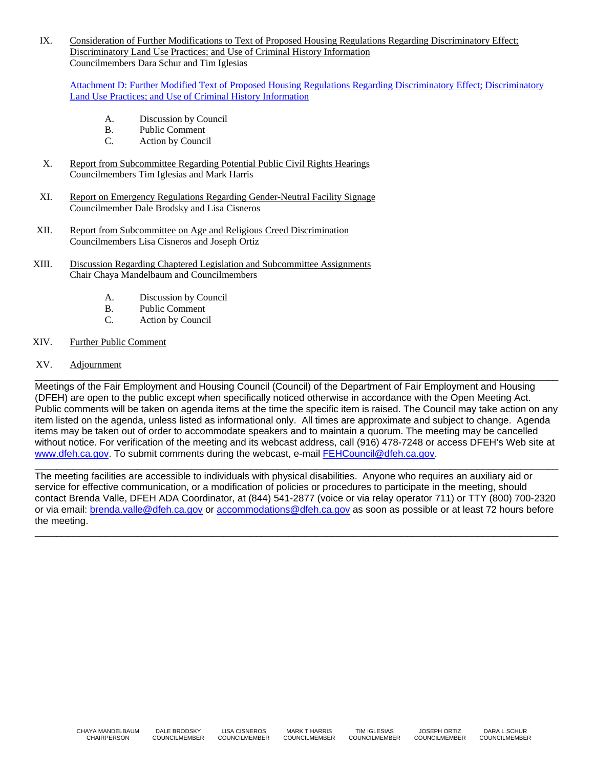IX. Consideration of Further Modifications to Text of Proposed Housing Regulations Regarding Discriminatory Effect; Discriminatory Land Use Practices; and Use of Criminal History Information
Councilmembers Dara Schur and Tim Iglesias

Attachment D: Further Modified Text of Proposed Housing Regulations Regarding Discriminatory Effect; Discriminatory Land Use Practices; and Use of Criminal History Information

A. Discussion by Council
B. Public Comment
C. Action by Council

X. Report from Subcommittee Regarding Potential Public Civil Rights Hearings
Councilmembers Tim Iglesias and Mark Harris

XI. Report on Emergency Regulations Regarding Gender-Neutral Facility Signage
Councilmember Dale Brodsky and Lisa Cisneros

XII. Report from Subcommittee on Age and Religious Creed Discrimination
Councilmembers Lisa Cisneros and Joseph Ortiz

XIII. Discussion Regarding Chaptered Legislation and Subcommittee Assignments
Chair Chaya Mandelbaum and Councilmembers

A. Discussion by Council
B. Public Comment
C. Action by Council

XIV. Further Public Comment

XV. Adjournment

---

Meetings of the Fair Employment and Housing Council (Council) of the Department of Fair Employment and Housing (DFEH) are open to the public except when specifically noticed otherwise in accordance with the Open Meeting Act. Public comments will be taken on agenda items at the time the specific item is raised. The Council may take action on any item listed on the agenda, unless listed as informational only. All times are approximate and subject to change. Agenda items may be taken out of order to accommodate speakers and to maintain a quorum. The meeting may be cancelled without notice. For verification of the meeting and its webcast address, call (916) 478-7248 or access DFEH's Web site at www.dfeh.ca.gov. To submit comments during the webcast, e-mail FEHCouncil@dfeh.ca.gov.

---

The meeting facilities are accessible to individuals with physical disabilities. Anyone who requires an auxiliary aid or service for effective communication, or a modification of policies or procedures to participate in the meeting, should contact Brenda Valle, DFEH ADA Coordinator, at (844) 541-2877 (voice or via relay operator 711) or TTY (800) 700-2320 or via email: brenda.valle@dfeh.ca.gov or accommodations@dfeh.ca.gov as soon as possible or at least 72 hours before the meeting.

---

CHAYA MANDELBAUM CHAIRPERSON | DALE BRODSKY COUNCILMEMBER | LISA CISNEROS COUNCILMEMBER | MARK T HARRIS COUNCILMEMBER | TIM IGLESIAS COUNCILMEMBER | JOSEPH ORTIZ COUNCILMEMBER | DARA L SCHUR COUNCILMEMBER